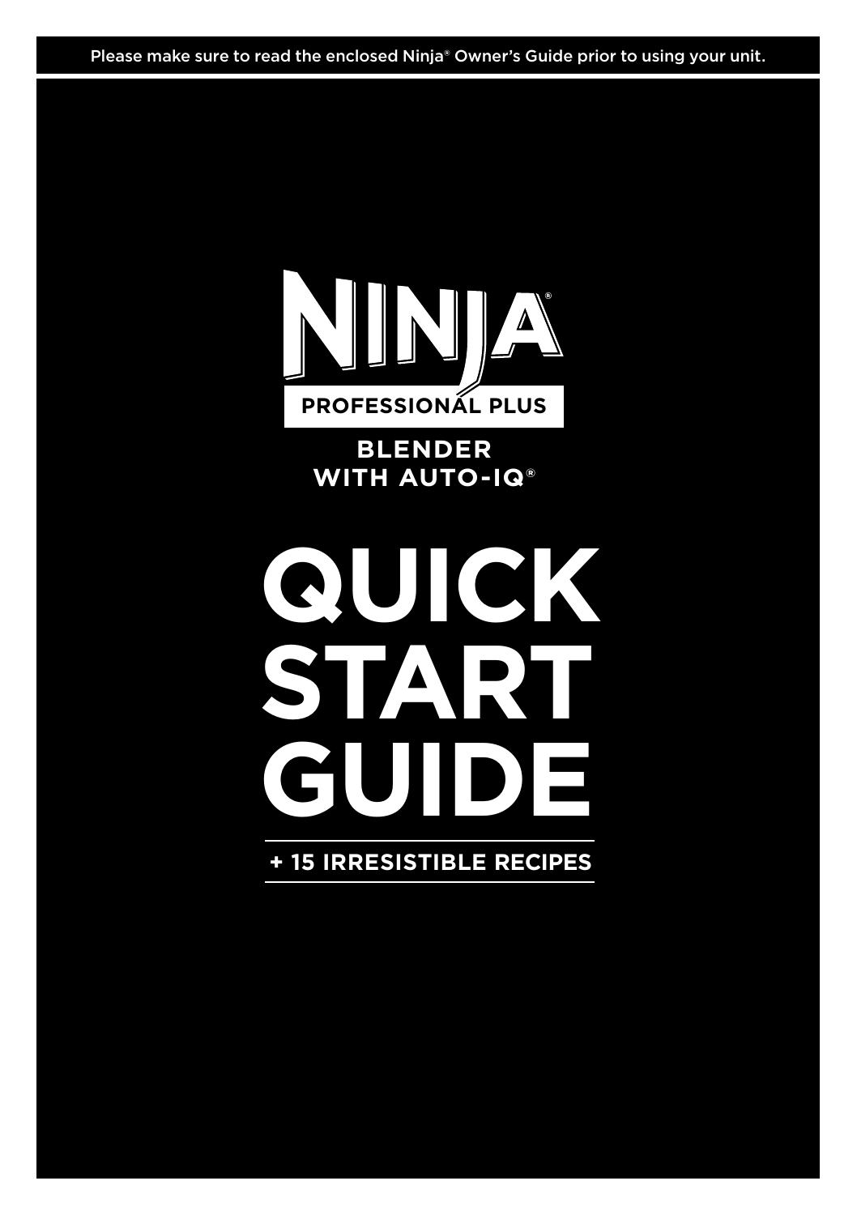Please make sure to read the enclosed Ninja® Owner's Guide prior to using your unit.

# NINJA®

## PROFESSIONAL PLUS

**BLENDER WITH AUTO-IQ®**

# QUICK START GUIDE

**+ 15 IRRESISTIBLE RECIPES**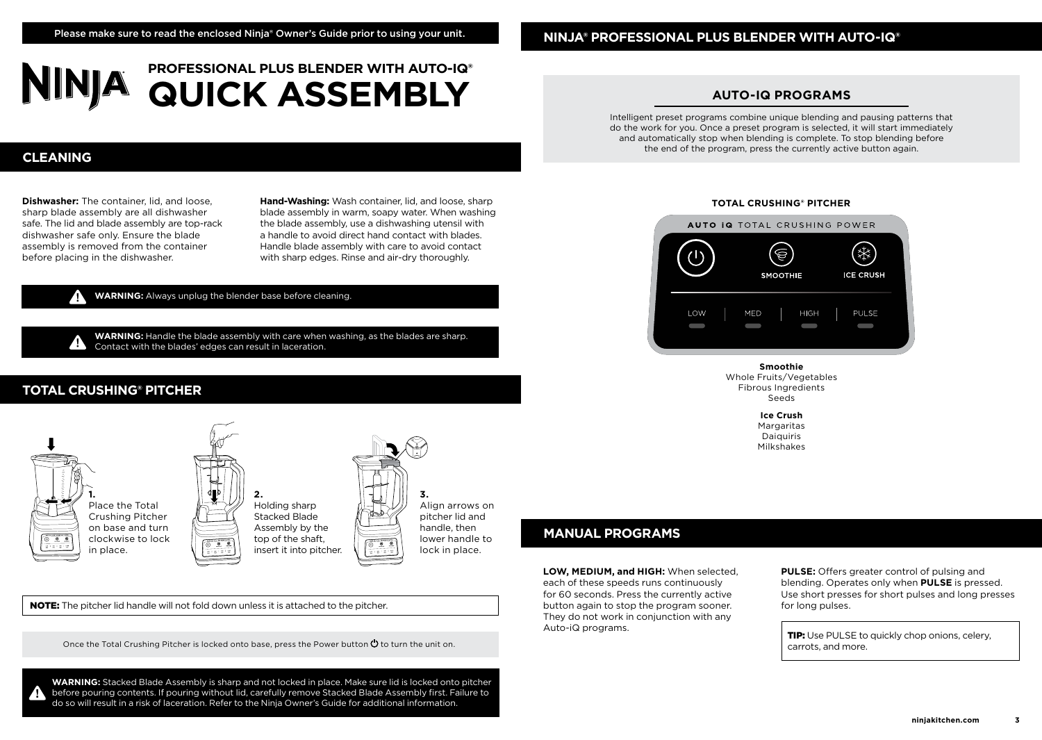Please make sure to read the enclosed Ninja® Owner's Guide prior to using your unit.

# NINJA PROFESSIONAL PLUS BLENDER WITH AUTO-IQ® QUICK ASSEMBLY

## CLEANING

**Dishwasher:** The container, lid, and loose, sharp blade assembly are all dishwasher safe. The lid and blade assembly are top-rack dishwasher safe only. Ensure the blade assembly is removed from the container before placing in the dishwasher.

**Hand-Washing:** Wash container, lid, and loose, sharp blade assembly in warm, soapy water. When washing the blade assembly, use a dishwashing utensil with a handle to avoid direct hand contact with blades. Handle blade assembly with care to avoid contact with sharp edges. Rinse and air-dry thoroughly.

**WARNING:** Always unplug the blender base before cleaning.

**WARNING:** Handle the blade assembly with care when washing, as the blades are sharp. Contact with the blades' edges can result in laceration.

## TOTAL CRUSHING® PITCHER

**1.** Place the Total Crushing Pitcher on base and turn clockwise to lock in place.

**2.** Holding sharp Stacked Blade Assembly by the top of the shaft, insert it into pitcher.

**3.** Align arrows on pitcher lid and handle, then lower handle to lock in place.

**NOTE:** The pitcher lid handle will not fold down unless it is attached to the pitcher.

Once the Total Crushing Pitcher is locked onto base, press the Power button ⏻ to turn the unit on.

**WARNING:** Stacked Blade Assembly is sharp and not locked in place. Make sure lid is locked onto pitcher before pouring contents. If pouring without lid, carefully remove Stacked Blade Assembly first. Failure to do so will result in a risk of laceration. Refer to the Ninja Owner's Guide for additional information.

## NINJA® PROFESSIONAL PLUS BLENDER WITH AUTO-IQ®

### AUTO-IQ PROGRAMS

Intelligent preset programs combine unique blending and pausing patterns that do the work for you. Once a preset program is selected, it will start immediately and automatically stop when blending is complete. To stop blending before the end of the program, press the currently active button again.

**TOTAL CRUSHING® PITCHER**

AUTO IQ TOTAL CRUSHING POWER

SMOOTHIE | ICE CRUSH

LOW | MED | HIGH | PULSE

**Smoothie**
Whole Fruits/Vegetables
Fibrous Ingredients
Seeds

**Ice Crush**
Margaritas
Daiquiris
Milkshakes

## MANUAL PROGRAMS

**LOW, MEDIUM, and HIGH:** When selected, each of these speeds runs continuously for 60 seconds. Press the currently active button again to stop the program sooner. They do not work in conjunction with any Auto-iQ programs.

**PULSE:** Offers greater control of pulsing and blending. Operates only when **PULSE** is pressed. Use short presses for short pulses and long presses for long pulses.

**TIP:** Use PULSE to quickly chop onions, celery, carrots, and more.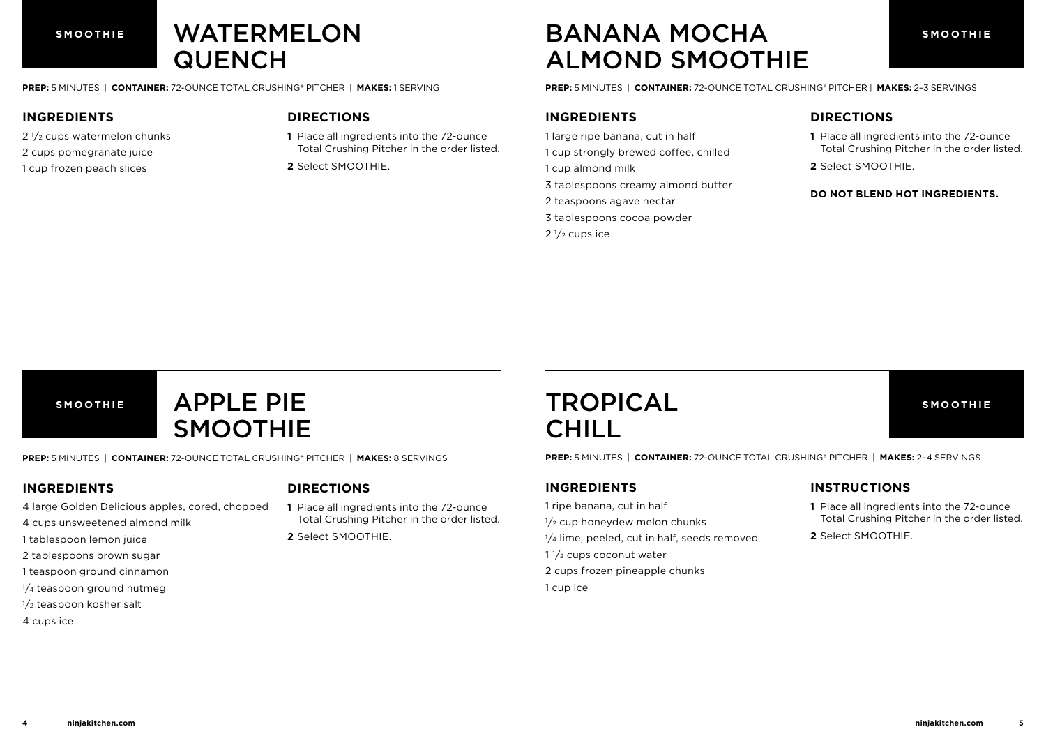SMOOTHIE

# WATERMELON QUENCH

**PREP:** 5 MINUTES | **CONTAINER:** 72-OUNCE TOTAL CRUSHING® PITCHER | **MAKES:** 1 SERVING

## INGREDIENTS

2 1/2 cups watermelon chunks
2 cups pomegranate juice
1 cup frozen peach slices

## DIRECTIONS

**1** Place all ingredients into the 72-ounce Total Crushing Pitcher in the order listed.
**2** Select SMOOTHIE.

SMOOTHIE

# BANANA MOCHA ALMOND SMOOTHIE

**PREP:** 5 MINUTES | **CONTAINER:** 72-OUNCE TOTAL CRUSHING® PITCHER | **MAKES:** 2–3 SERVINGS

## INGREDIENTS

1 large ripe banana, cut in half
1 cup strongly brewed coffee, chilled
1 cup almond milk
3 tablespoons creamy almond butter
2 teaspoons agave nectar
3 tablespoons cocoa powder
2 1/2 cups ice

## DIRECTIONS

**1** Place all ingredients into the 72-ounce Total Crushing Pitcher in the order listed.
**2** Select SMOOTHIE.

**DO NOT BLEND HOT INGREDIENTS.**

SMOOTHIE

# APPLE PIE SMOOTHIE

**PREP:** 5 MINUTES | **CONTAINER:** 72-OUNCE TOTAL CRUSHING® PITCHER | **MAKES:** 8 SERVINGS

## INGREDIENTS

4 large Golden Delicious apples, cored, chopped
4 cups unsweetened almond milk
1 tablespoon lemon juice
2 tablespoons brown sugar
1 teaspoon ground cinnamon
1/4 teaspoon ground nutmeg
1/2 teaspoon kosher salt
4 cups ice

## DIRECTIONS

**1** Place all ingredients into the 72-ounce Total Crushing Pitcher in the order listed.
**2** Select SMOOTHIE.

SMOOTHIE

# TROPICAL CHILL

**PREP:** 5 MINUTES | **CONTAINER:** 72-OUNCE TOTAL CRUSHING® PITCHER | **MAKES:** 2–4 SERVINGS

## INGREDIENTS

1 ripe banana, cut in half
1/2 cup honeydew melon chunks
1/4 lime, peeled, cut in half, seeds removed
1 1/2 cups coconut water
2 cups frozen pineapple chunks
1 cup ice

## INSTRUCTIONS

**1** Place all ingredients into the 72-ounce Total Crushing Pitcher in the order listed.
**2** Select SMOOTHIE.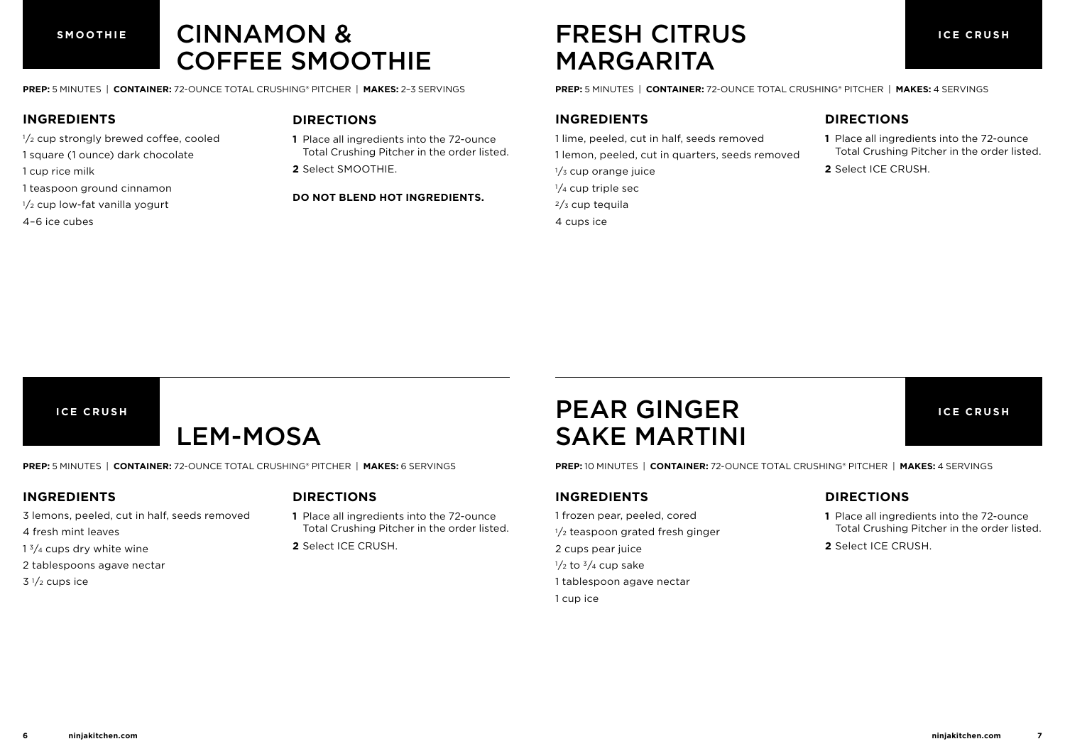SMOOTHIE

# CINNAMON & COFFEE SMOOTHIE

**PREP:** 5 MINUTES | **CONTAINER:** 72-OUNCE TOTAL CRUSHING® PITCHER | **MAKES:** 2–3 SERVINGS

## INGREDIENTS

1/2 cup strongly brewed coffee, cooled
1 square (1 ounce) dark chocolate
1 cup rice milk
1 teaspoon ground cinnamon
1/2 cup low-fat vanilla yogurt
4–6 ice cubes

## DIRECTIONS

**1** Place all ingredients into the 72-ounce Total Crushing Pitcher in the order listed.
**2** Select SMOOTHIE.

**DO NOT BLEND HOT INGREDIENTS.**

ICE CRUSH

# FRESH CITRUS MARGARITA

**PREP:** 5 MINUTES | **CONTAINER:** 72-OUNCE TOTAL CRUSHING® PITCHER | **MAKES:** 4 SERVINGS

## INGREDIENTS

1 lime, peeled, cut in half, seeds removed
1 lemon, peeled, cut in quarters, seeds removed
1/3 cup orange juice
1/4 cup triple sec
2/3 cup tequila
4 cups ice

## DIRECTIONS

**1** Place all ingredients into the 72-ounce Total Crushing Pitcher in the order listed.
**2** Select ICE CRUSH.

ICE CRUSH

# LEM-MOSA

**PREP:** 5 MINUTES | **CONTAINER:** 72-OUNCE TOTAL CRUSHING® PITCHER | **MAKES:** 6 SERVINGS

## INGREDIENTS

3 lemons, peeled, cut in half, seeds removed
4 fresh mint leaves
1 3/4 cups dry white wine
2 tablespoons agave nectar
3 1/2 cups ice

## DIRECTIONS

**1** Place all ingredients into the 72-ounce Total Crushing Pitcher in the order listed.
**2** Select ICE CRUSH.

ICE CRUSH

# PEAR GINGER SAKE MARTINI

**PREP:** 10 MINUTES | **CONTAINER:** 72-OUNCE TOTAL CRUSHING® PITCHER | **MAKES:** 4 SERVINGS

## INGREDIENTS

1 frozen pear, peeled, cored
1/2 teaspoon grated fresh ginger
2 cups pear juice
1/2 to 3/4 cup sake
1 tablespoon agave nectar
1 cup ice

## DIRECTIONS

**1** Place all ingredients into the 72-ounce Total Crushing Pitcher in the order listed.
**2** Select ICE CRUSH.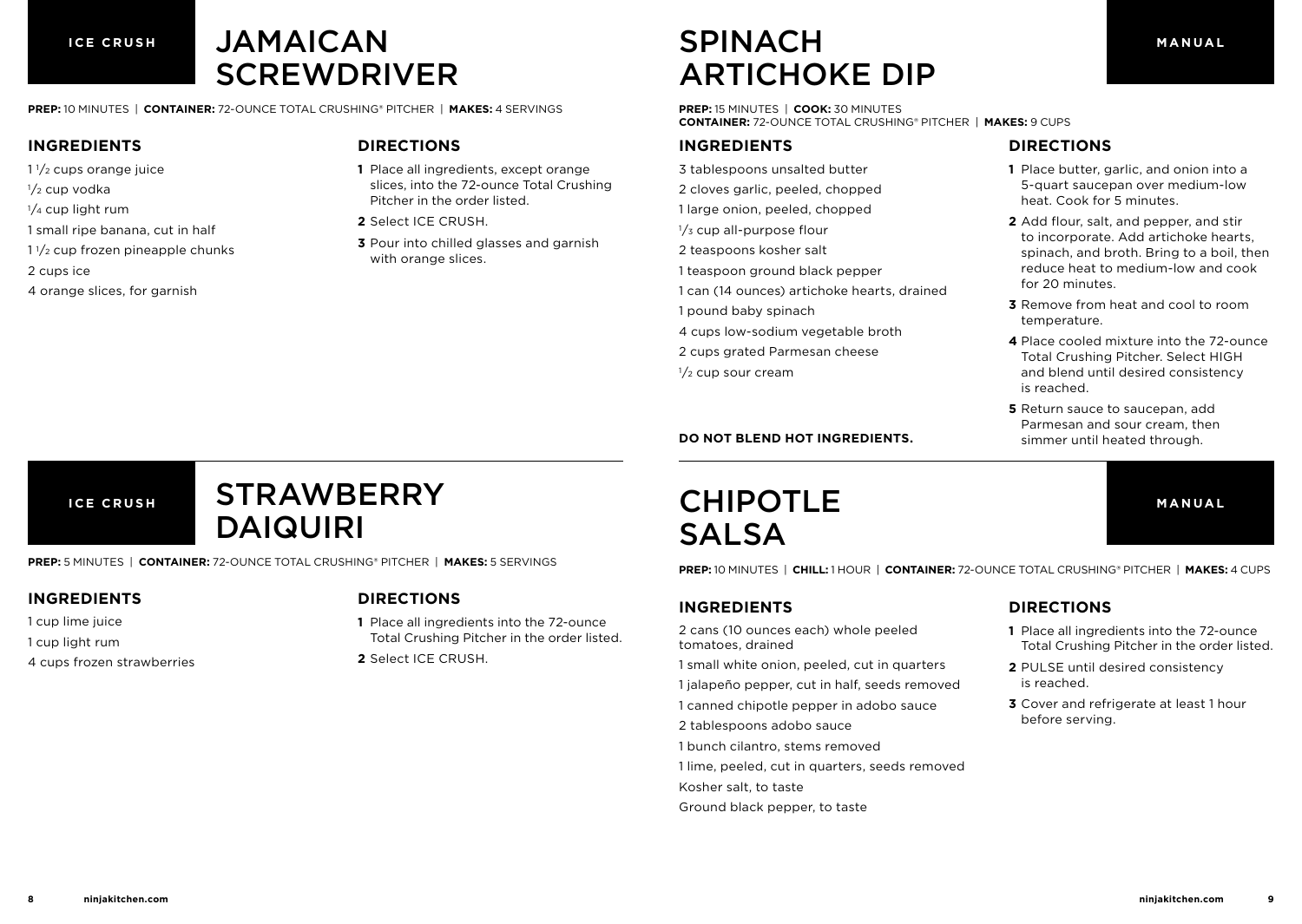**ICE CRUSH**

# JAMAICAN SCREWDRIVER

**PREP:** 10 MINUTES | **CONTAINER:** 72-OUNCE TOTAL CRUSHING® PITCHER | **MAKES:** 4 SERVINGS

## INGREDIENTS

1 1/2 cups orange juice

1/2 cup vodka

1/4 cup light rum

1 small ripe banana, cut in half

1 1/2 cup frozen pineapple chunks

2 cups ice

4 orange slices, for garnish

## DIRECTIONS

1. Place all ingredients, except orange slices, into the 72-ounce Total Crushing Pitcher in the order listed.
2. Select ICE CRUSH.
3. Pour into chilled glasses and garnish with orange slices.

**ICE CRUSH**

# STRAWBERRY DAIQUIRI

**PREP:** 5 MINUTES | **CONTAINER:** 72-OUNCE TOTAL CRUSHING® PITCHER | **MAKES:** 5 SERVINGS

## INGREDIENTS

1 cup lime juice

1 cup light rum

4 cups frozen strawberries

## DIRECTIONS

1. Place all ingredients into the 72-ounce Total Crushing Pitcher in the order listed.
2. Select ICE CRUSH.

**MANUAL**

# SPINACH ARTICHOKE DIP

**PREP:** 15 MINUTES | **COOK:** 30 MINUTES
**CONTAINER:** 72-OUNCE TOTAL CRUSHING® PITCHER | **MAKES:** 9 CUPS

## INGREDIENTS

3 tablespoons unsalted butter

2 cloves garlic, peeled, chopped

1 large onion, peeled, chopped

1/3 cup all-purpose flour

2 teaspoons kosher salt

1 teaspoon ground black pepper

1 can (14 ounces) artichoke hearts, drained

1 pound baby spinach

4 cups low-sodium vegetable broth

2 cups grated Parmesan cheese

1/2 cup sour cream

**DO NOT BLEND HOT INGREDIENTS.**

## DIRECTIONS

1. Place butter, garlic, and onion into a 5-quart saucepan over medium-low heat. Cook for 5 minutes.
2. Add flour, salt, and pepper, and stir to incorporate. Add artichoke hearts, spinach, and broth. Bring to a boil, then reduce heat to medium-low and cook for 20 minutes.
3. Remove from heat and cool to room temperature.
4. Place cooled mixture into the 72-ounce Total Crushing Pitcher. Select HIGH and blend until desired consistency is reached.
5. Return sauce to saucepan, add Parmesan and sour cream, then simmer until heated through.

**MANUAL**

# CHIPOTLE SALSA

**PREP:** 10 MINUTES | **CHILL:** 1 HOUR | **CONTAINER:** 72-OUNCE TOTAL CRUSHING® PITCHER | **MAKES:** 4 CUPS

## INGREDIENTS

2 cans (10 ounces each) whole peeled tomatoes, drained

1 small white onion, peeled, cut in quarters

1 jalapeño pepper, cut in half, seeds removed

1 canned chipotle pepper in adobo sauce

2 tablespoons adobo sauce

1 bunch cilantro, stems removed

1 lime, peeled, cut in quarters, seeds removed

Kosher salt, to taste

Ground black pepper, to taste

## DIRECTIONS

1. Place all ingredients into the 72-ounce Total Crushing Pitcher in the order listed.
2. PULSE until desired consistency is reached.
3. Cover and refrigerate at least 1 hour before serving.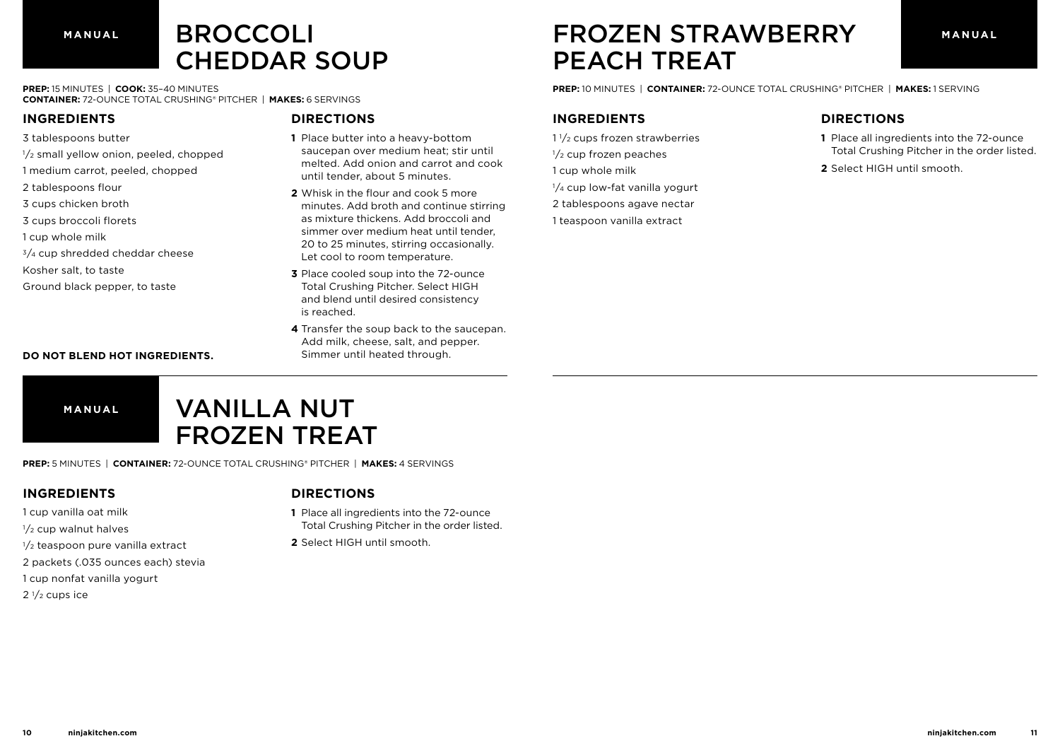MANUAL

# BROCCOLI CHEDDAR SOUP

**PREP:** 15 MINUTES | **COOK:** 35–40 MINUTES
**CONTAINER:** 72-OUNCE TOTAL CRUSHING® PITCHER | **MAKES:** 6 SERVINGS

## INGREDIENTS

3 tablespoons butter
1/2 small yellow onion, peeled, chopped
1 medium carrot, peeled, chopped
2 tablespoons flour
3 cups chicken broth
3 cups broccoli florets
1 cup whole milk
3/4 cup shredded cheddar cheese
Kosher salt, to taste
Ground black pepper, to taste

**DO NOT BLEND HOT INGREDIENTS.**

## DIRECTIONS

1. Place butter into a heavy-bottom saucepan over medium heat; stir until melted. Add onion and carrot and cook until tender, about 5 minutes.
2. Whisk in the flour and cook 5 more minutes. Add broth and continue stirring as mixture thickens. Add broccoli and simmer over medium heat until tender, 20 to 25 minutes, stirring occasionally. Let cool to room temperature.
3. Place cooled soup into the 72-ounce Total Crushing Pitcher. Select HIGH and blend until desired consistency is reached.
4. Transfer the soup back to the saucepan. Add milk, cheese, salt, and pepper. Simmer until heated through.

MANUAL

# VANILLA NUT FROZEN TREAT

**PREP:** 5 MINUTES | **CONTAINER:** 72-OUNCE TOTAL CRUSHING® PITCHER | **MAKES:** 4 SERVINGS

## INGREDIENTS

1 cup vanilla oat milk
1/2 cup walnut halves
1/2 teaspoon pure vanilla extract
2 packets (.035 ounces each) stevia
1 cup nonfat vanilla yogurt
2 1/2 cups ice

## DIRECTIONS

1. Place all ingredients into the 72-ounce Total Crushing Pitcher in the order listed.
2. Select HIGH until smooth.

MANUAL

# FROZEN STRAWBERRY PEACH TREAT

**PREP:** 10 MINUTES | **CONTAINER:** 72-OUNCE TOTAL CRUSHING® PITCHER | **MAKES:** 1 SERVING

## INGREDIENTS

1 1/2 cups frozen strawberries
1/2 cup frozen peaches
1 cup whole milk
1/4 cup low-fat vanilla yogurt
2 tablespoons agave nectar
1 teaspoon vanilla extract

## DIRECTIONS

1. Place all ingredients into the 72-ounce Total Crushing Pitcher in the order listed.
2. Select HIGH until smooth.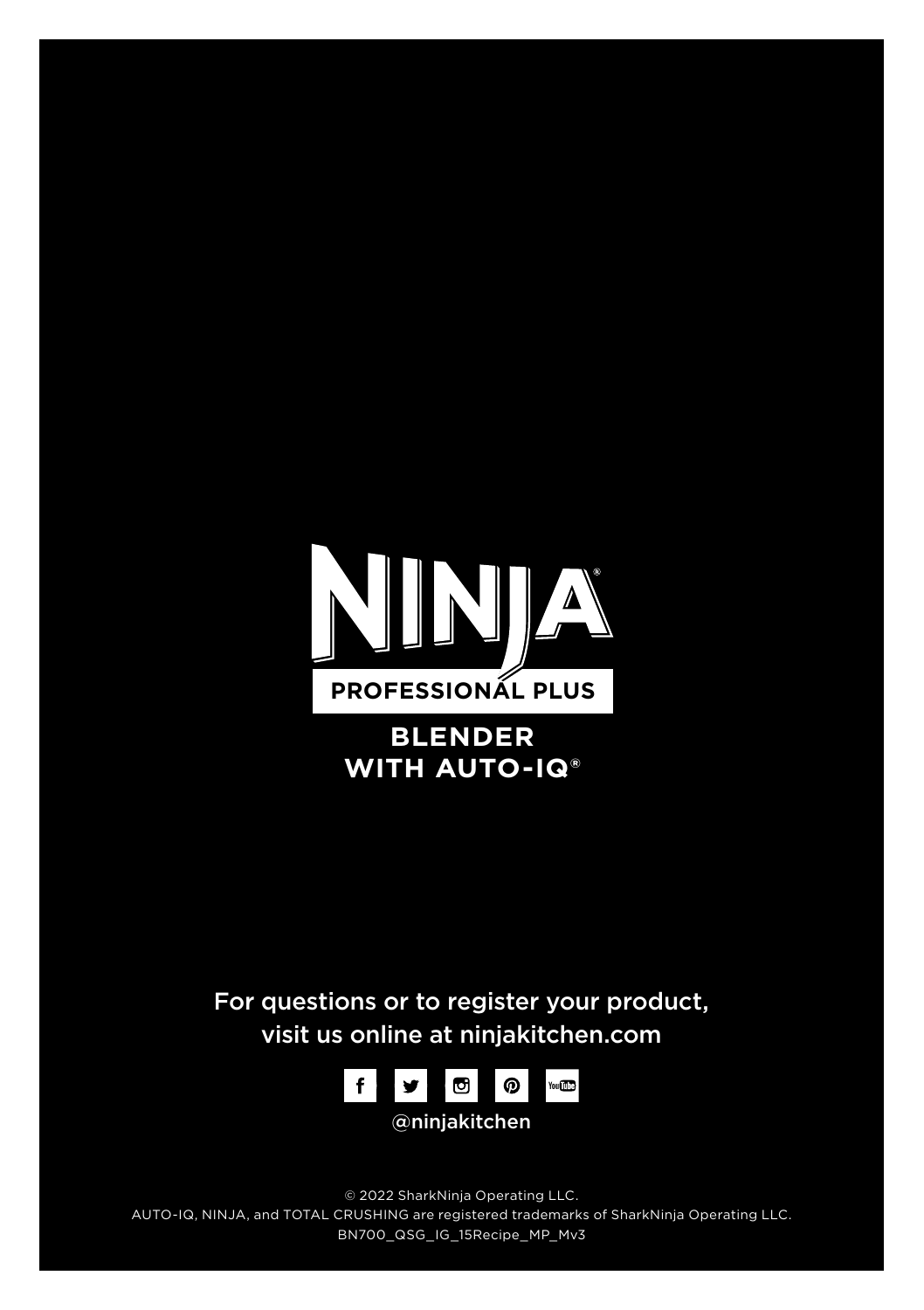# NINJA®

PROFESSIONAL PLUS

**BLENDER WITH AUTO-IQ®**

For questions or to register your product, visit us online at ninjakitchen.com

@ninjakitchen

© 2022 SharkNinja Operating LLC.
AUTO-IQ, NINJA, and TOTAL CRUSHING are registered trademarks of SharkNinja Operating LLC.
BN700_QSG_IG_15Recipe_MP_Mv3